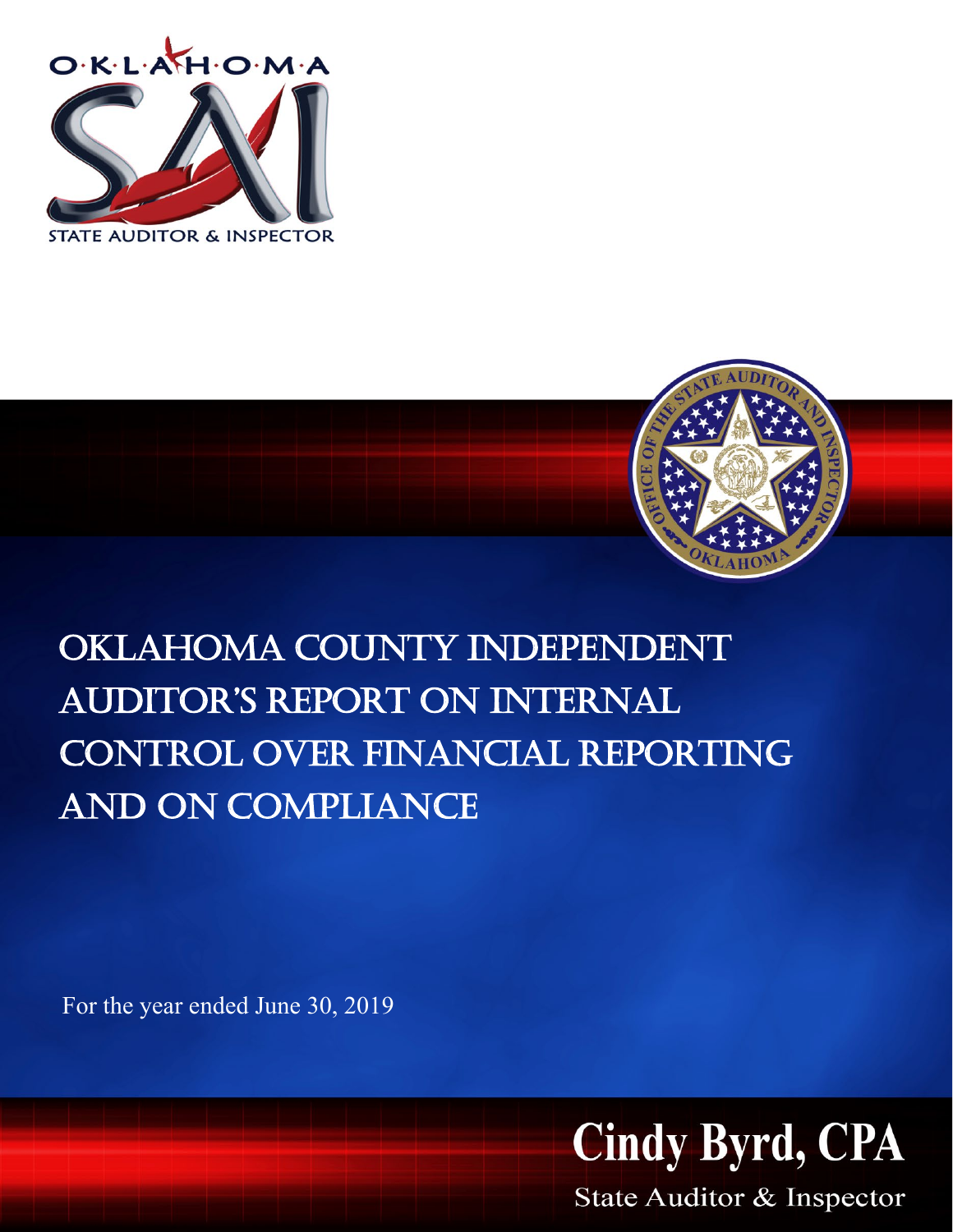OKLAHOMA

STATE AUDITOR & INSPECTOR

# OKLAHOMA COUNTY INDEPENDENT AUDITOR'S REPORT ON INTERNAL CONTROL OVER FINANCIAL REPORTING AND ON COMPLIANCE

For the year ended June 30, 2019

**Cindy Byrd, CPA**

State Auditor & Inspector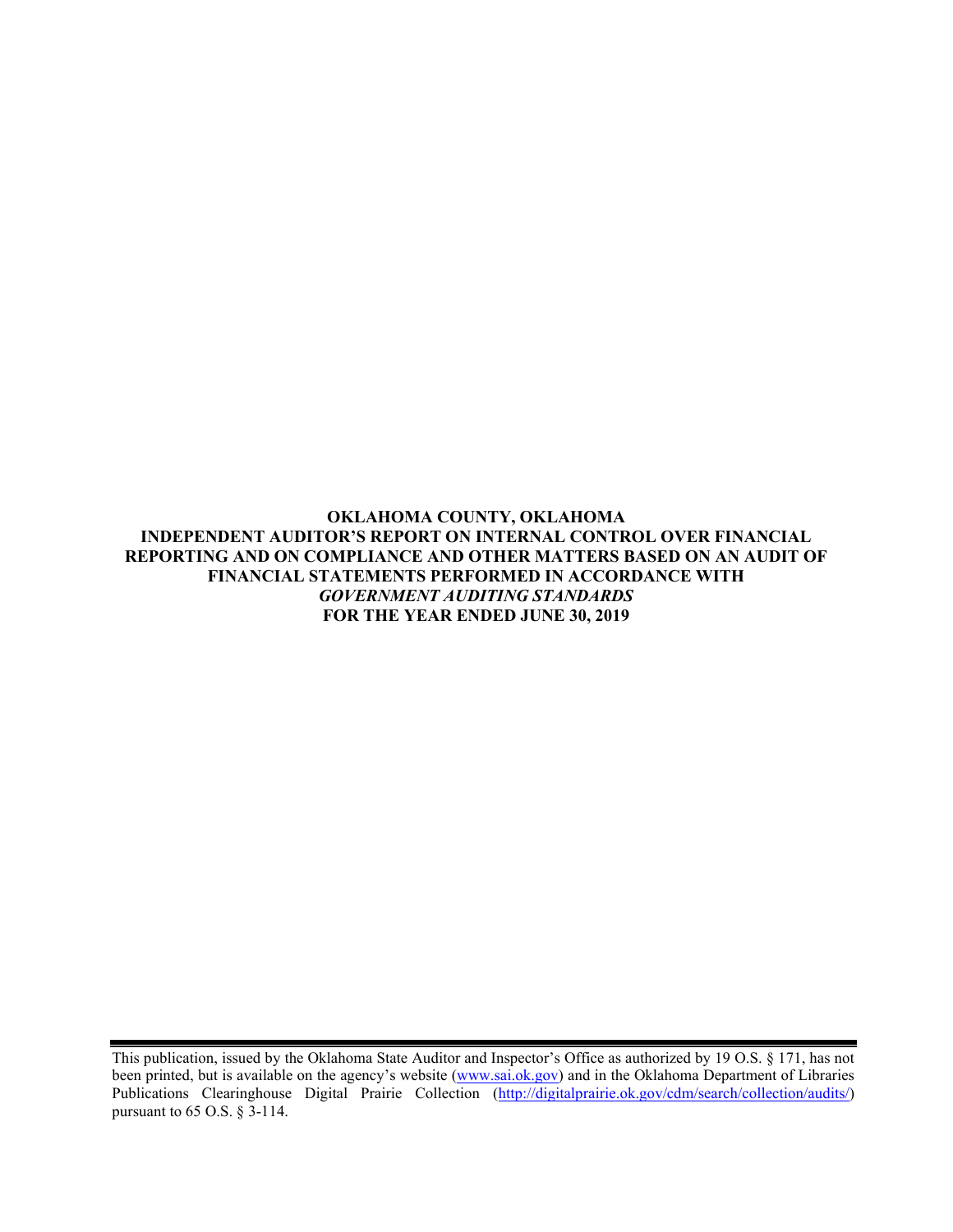**OKLAHOMA COUNTY, OKLAHOMA**
**INDEPENDENT AUDITOR'S REPORT ON INTERNAL CONTROL OVER FINANCIAL REPORTING AND ON COMPLIANCE AND OTHER MATTERS BASED ON AN AUDIT OF FINANCIAL STATEMENTS PERFORMED IN ACCORDANCE WITH**
***GOVERNMENT AUDITING STANDARDS***
**FOR THE YEAR ENDED JUNE 30, 2019**

---

This publication, issued by the Oklahoma State Auditor and Inspector's Office as authorized by 19 O.S. § 171, has not been printed, but is available on the agency's website ([www.sai.ok.gov](http://www.sai.ok.gov)) and in the Oklahoma Department of Libraries Publications Clearinghouse Digital Prairie Collection ([http://digitalprairie.ok.gov/cdm/search/collection/audits/](http://digitalprairie.ok.gov/cdm/search/collection/audits/)) pursuant to 65 O.S. § 3-114.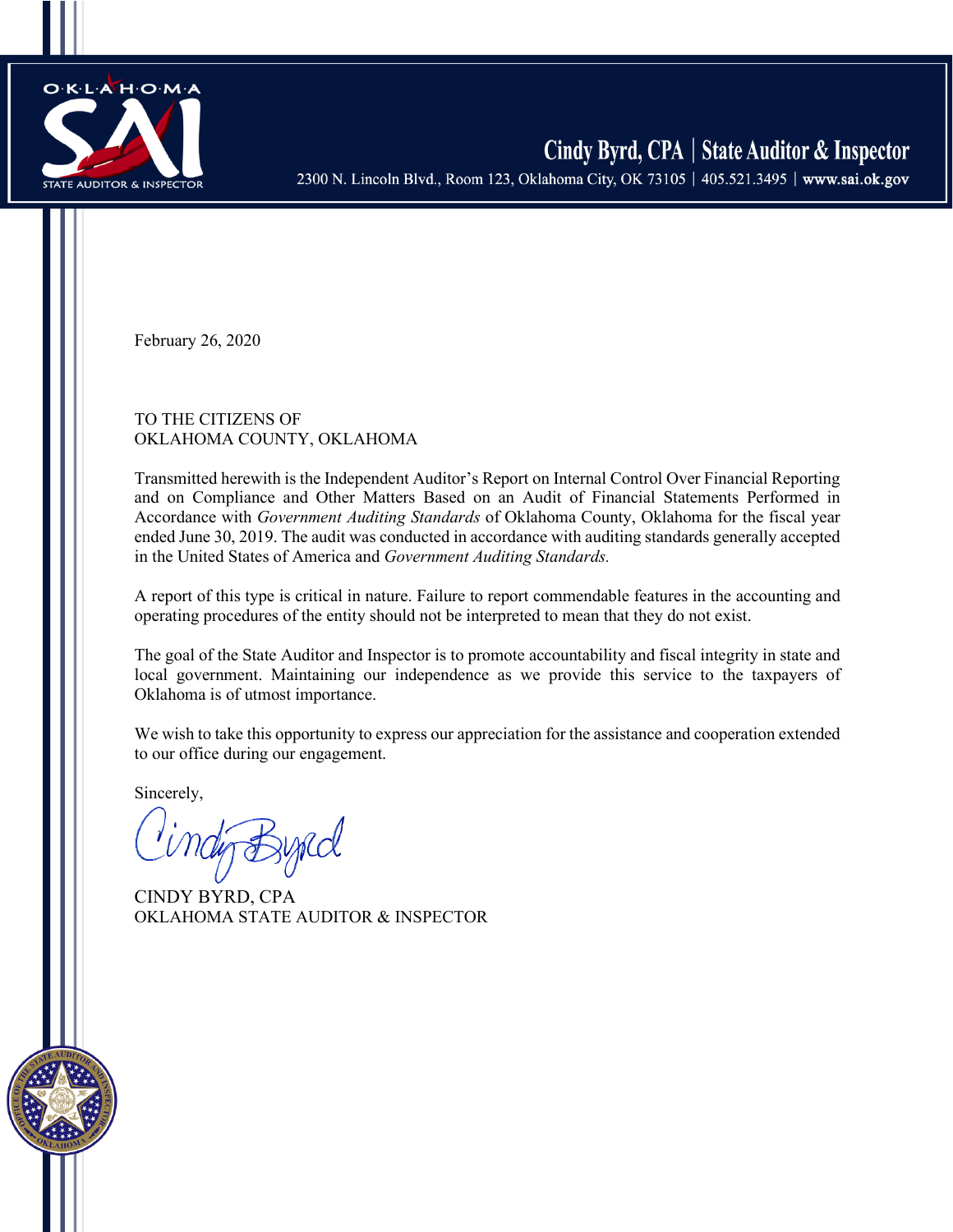# Cindy Byrd, CPA | State Auditor & Inspector

2300 N. Lincoln Blvd., Room 123, Oklahoma City, OK 73105 | 405.521.3495 | www.sai.ok.gov

February 26, 2020

TO THE CITIZENS OF
OKLAHOMA COUNTY, OKLAHOMA

Transmitted herewith is the Independent Auditor's Report on Internal Control Over Financial Reporting and on Compliance and Other Matters Based on an Audit of Financial Statements Performed in Accordance with *Government Auditing Standards* of Oklahoma County, Oklahoma for the fiscal year ended June 30, 2019. The audit was conducted in accordance with auditing standards generally accepted in the United States of America and *Government Auditing Standards.*

A report of this type is critical in nature. Failure to report commendable features in the accounting and operating procedures of the entity should not be interpreted to mean that they do not exist.

The goal of the State Auditor and Inspector is to promote accountability and fiscal integrity in state and local government. Maintaining our independence as we provide this service to the taxpayers of Oklahoma is of utmost importance.

We wish to take this opportunity to express our appreciation for the assistance and cooperation extended to our office during our engagement.

Sincerely,

CINDY BYRD, CPA
OKLAHOMA STATE AUDITOR & INSPECTOR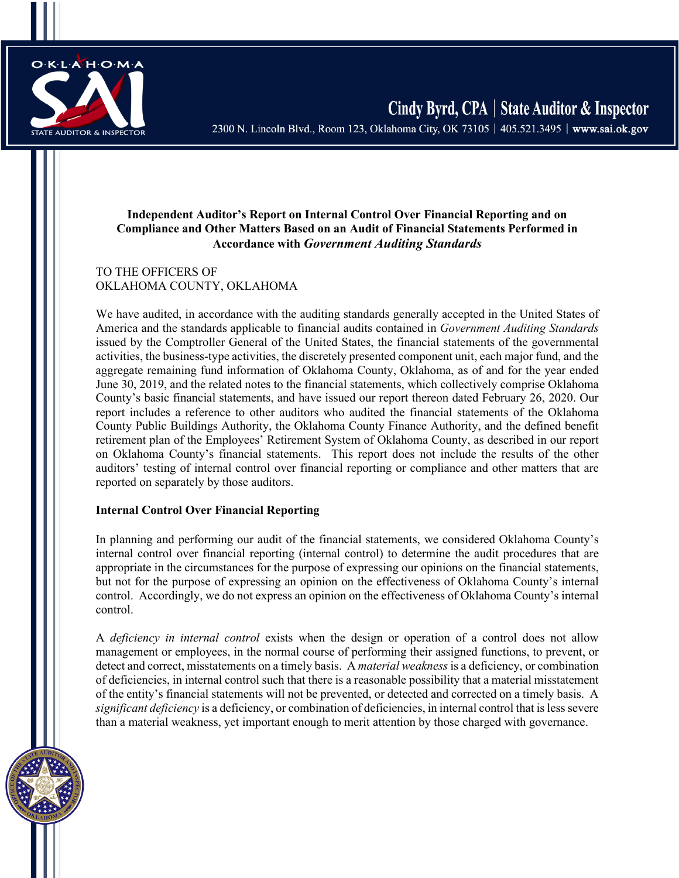Cindy Byrd, CPA | State Auditor & Inspector

2300 N. Lincoln Blvd., Room 123, Oklahoma City, OK 73105 | 405.521.3495 | www.sai.ok.gov

**Independent Auditor's Report on Internal Control Over Financial Reporting and on Compliance and Other Matters Based on an Audit of Financial Statements Performed in Accordance with *Government Auditing Standards***

TO THE OFFICERS OF
OKLAHOMA COUNTY, OKLAHOMA

We have audited, in accordance with the auditing standards generally accepted in the United States of America and the standards applicable to financial audits contained in *Government Auditing Standards* issued by the Comptroller General of the United States, the financial statements of the governmental activities, the business-type activities, the discretely presented component unit, each major fund, and the aggregate remaining fund information of Oklahoma County, Oklahoma, as of and for the year ended June 30, 2019, and the related notes to the financial statements, which collectively comprise Oklahoma County's basic financial statements, and have issued our report thereon dated February 26, 2020. Our report includes a reference to other auditors who audited the financial statements of the Oklahoma County Public Buildings Authority, the Oklahoma County Finance Authority, and the defined benefit retirement plan of the Employees' Retirement System of Oklahoma County, as described in our report on Oklahoma County's financial statements. This report does not include the results of the other auditors' testing of internal control over financial reporting or compliance and other matters that are reported on separately by those auditors.

**Internal Control Over Financial Reporting**

In planning and performing our audit of the financial statements, we considered Oklahoma County's internal control over financial reporting (internal control) to determine the audit procedures that are appropriate in the circumstances for the purpose of expressing our opinions on the financial statements, but not for the purpose of expressing an opinion on the effectiveness of Oklahoma County's internal control. Accordingly, we do not express an opinion on the effectiveness of Oklahoma County's internal control.

A *deficiency in internal control* exists when the design or operation of a control does not allow management or employees, in the normal course of performing their assigned functions, to prevent, or detect and correct, misstatements on a timely basis. A *material weakness* is a deficiency, or combination of deficiencies, in internal control such that there is a reasonable possibility that a material misstatement of the entity's financial statements will not be prevented, or detected and corrected on a timely basis. A *significant deficiency* is a deficiency, or combination of deficiencies, in internal control that is less severe than a material weakness, yet important enough to merit attention by those charged with governance.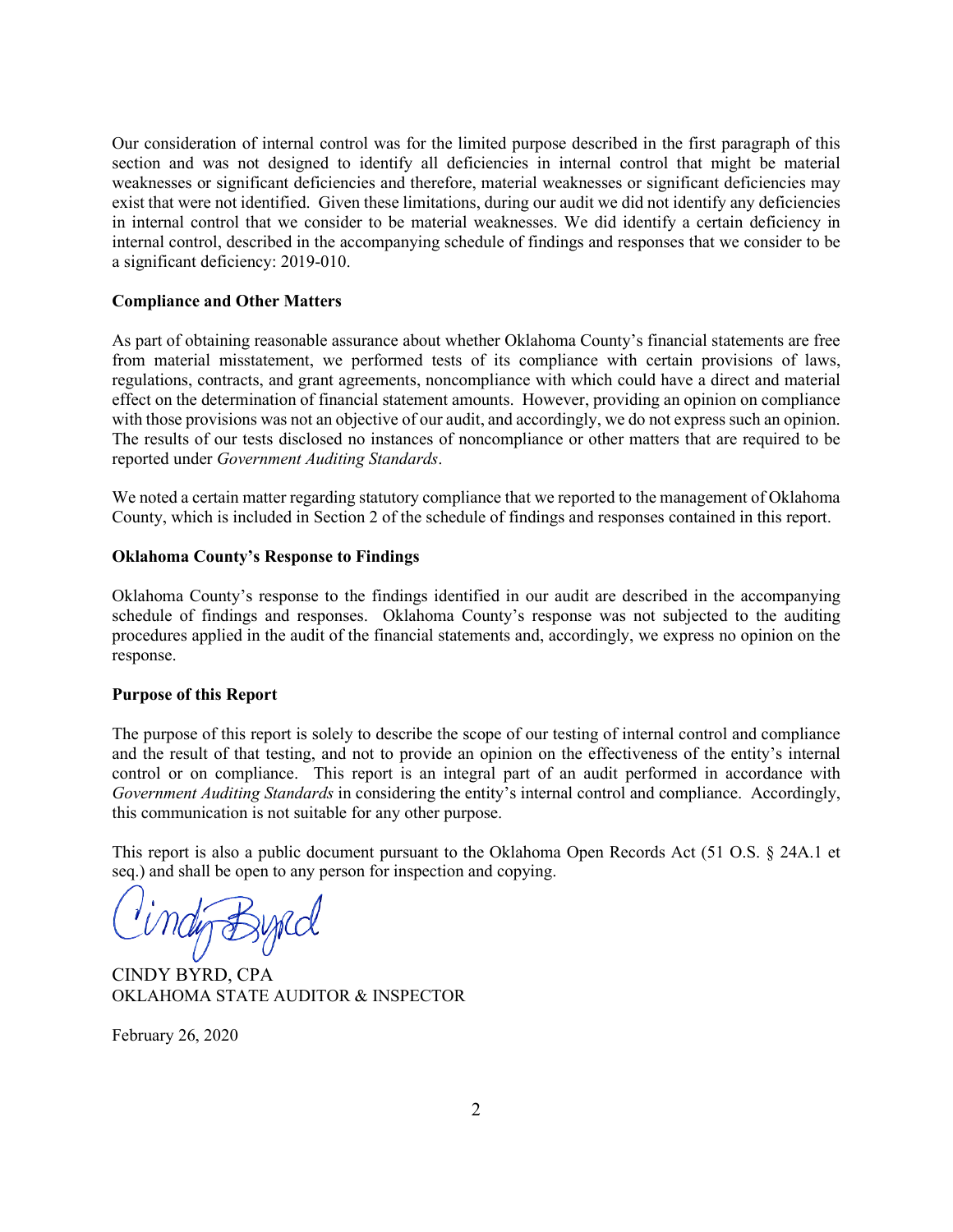Our consideration of internal control was for the limited purpose described in the first paragraph of this section and was not designed to identify all deficiencies in internal control that might be material weaknesses or significant deficiencies and therefore, material weaknesses or significant deficiencies may exist that were not identified. Given these limitations, during our audit we did not identify any deficiencies in internal control that we consider to be material weaknesses. We did identify a certain deficiency in internal control, described in the accompanying schedule of findings and responses that we consider to be a significant deficiency: 2019-010.

**Compliance and Other Matters**

As part of obtaining reasonable assurance about whether Oklahoma County's financial statements are free from material misstatement, we performed tests of its compliance with certain provisions of laws, regulations, contracts, and grant agreements, noncompliance with which could have a direct and material effect on the determination of financial statement amounts. However, providing an opinion on compliance with those provisions was not an objective of our audit, and accordingly, we do not express such an opinion. The results of our tests disclosed no instances of noncompliance or other matters that are required to be reported under *Government Auditing Standards*.

We noted a certain matter regarding statutory compliance that we reported to the management of Oklahoma County, which is included in Section 2 of the schedule of findings and responses contained in this report.

**Oklahoma County's Response to Findings**

Oklahoma County's response to the findings identified in our audit are described in the accompanying schedule of findings and responses. Oklahoma County's response was not subjected to the auditing procedures applied in the audit of the financial statements and, accordingly, we express no opinion on the response.

**Purpose of this Report**

The purpose of this report is solely to describe the scope of our testing of internal control and compliance and the result of that testing, and not to provide an opinion on the effectiveness of the entity's internal control or on compliance. This report is an integral part of an audit performed in accordance with *Government Auditing Standards* in considering the entity's internal control and compliance. Accordingly, this communication is not suitable for any other purpose.

This report is also a public document pursuant to the Oklahoma Open Records Act (51 O.S. § 24A.1 et seq.) and shall be open to any person for inspection and copying.

CINDY BYRD, CPA
OKLAHOMA STATE AUDITOR & INSPECTOR

February 26, 2020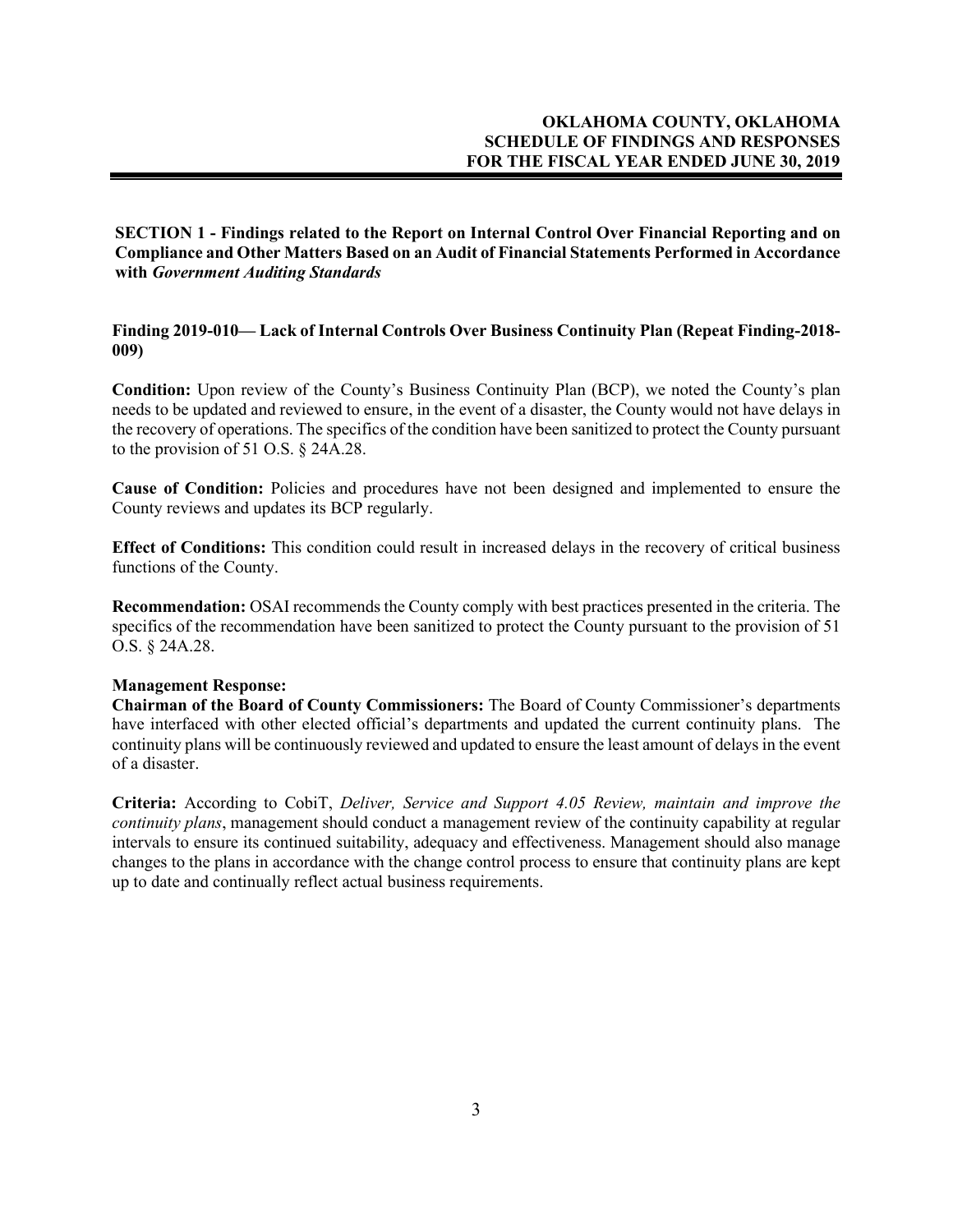# OKLAHOMA COUNTY, OKLAHOMA
# SCHEDULE OF FINDINGS AND RESPONSES
# FOR THE FISCAL YEAR ENDED JUNE 30, 2019

## SECTION 1 - Findings related to the Report on Internal Control Over Financial Reporting and on Compliance and Other Matters Based on an Audit of Financial Statements Performed in Accordance with *Government Auditing Standards*

### Finding 2019-010— Lack of Internal Controls Over Business Continuity Plan (Repeat Finding-2018-009)

**Condition:** Upon review of the County's Business Continuity Plan (BCP), we noted the County's plan needs to be updated and reviewed to ensure, in the event of a disaster, the County would not have delays in the recovery of operations. The specifics of the condition have been sanitized to protect the County pursuant to the provision of 51 O.S. § 24A.28.

**Cause of Condition:** Policies and procedures have not been designed and implemented to ensure the County reviews and updates its BCP regularly.

**Effect of Conditions:** This condition could result in increased delays in the recovery of critical business functions of the County.

**Recommendation:** OSAI recommends the County comply with best practices presented in the criteria. The specifics of the recommendation have been sanitized to protect the County pursuant to the provision of 51 O.S. § 24A.28.

**Management Response:**

**Chairman of the Board of County Commissioners:** The Board of County Commissioner's departments have interfaced with other elected official's departments and updated the current continuity plans. The continuity plans will be continuously reviewed and updated to ensure the least amount of delays in the event of a disaster.

**Criteria:** According to CobiT, *Deliver, Service and Support 4.05 Review, maintain and improve the continuity plans*, management should conduct a management review of the continuity capability at regular intervals to ensure its continued suitability, adequacy and effectiveness. Management should also manage changes to the plans in accordance with the change control process to ensure that continuity plans are kept up to date and continually reflect actual business requirements.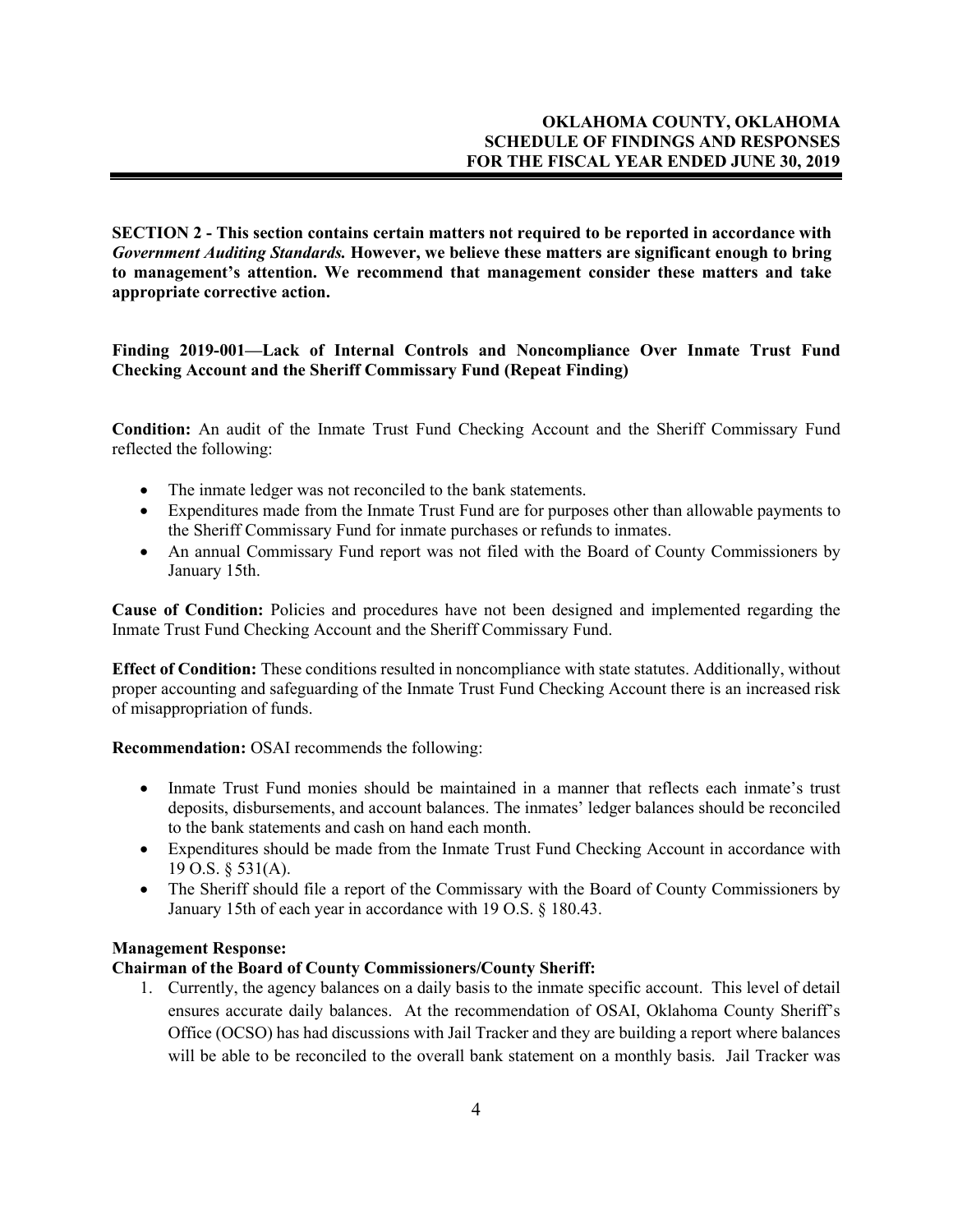**SECTION 2 - This section contains certain matters not required to be reported in accordance with *Government Auditing Standards.* However, we believe these matters are significant enough to bring to management's attention. We recommend that management consider these matters and take appropriate corrective action.**

**Finding 2019-001—Lack of Internal Controls and Noncompliance Over Inmate Trust Fund Checking Account and the Sheriff Commissary Fund (Repeat Finding)**

**Condition:** An audit of the Inmate Trust Fund Checking Account and the Sheriff Commissary Fund reflected the following:

- The inmate ledger was not reconciled to the bank statements.
- Expenditures made from the Inmate Trust Fund are for purposes other than allowable payments to the Sheriff Commissary Fund for inmate purchases or refunds to inmates.
- An annual Commissary Fund report was not filed with the Board of County Commissioners by January 15th.

**Cause of Condition:** Policies and procedures have not been designed and implemented regarding the Inmate Trust Fund Checking Account and the Sheriff Commissary Fund.

**Effect of Condition:** These conditions resulted in noncompliance with state statutes. Additionally, without proper accounting and safeguarding of the Inmate Trust Fund Checking Account there is an increased risk of misappropriation of funds.

**Recommendation:** OSAI recommends the following:

- Inmate Trust Fund monies should be maintained in a manner that reflects each inmate's trust deposits, disbursements, and account balances. The inmates' ledger balances should be reconciled to the bank statements and cash on hand each month.
- Expenditures should be made from the Inmate Trust Fund Checking Account in accordance with 19 O.S. § 531(A).
- The Sheriff should file a report of the Commissary with the Board of County Commissioners by January 15th of each year in accordance with 19 O.S. § 180.43.

**Management Response:**

**Chairman of the Board of County Commissioners/County Sheriff:**

1. Currently, the agency balances on a daily basis to the inmate specific account. This level of detail ensures accurate daily balances. At the recommendation of OSAI, Oklahoma County Sheriff's Office (OCSO) has had discussions with Jail Tracker and they are building a report where balances will be able to be reconciled to the overall bank statement on a monthly basis. Jail Tracker was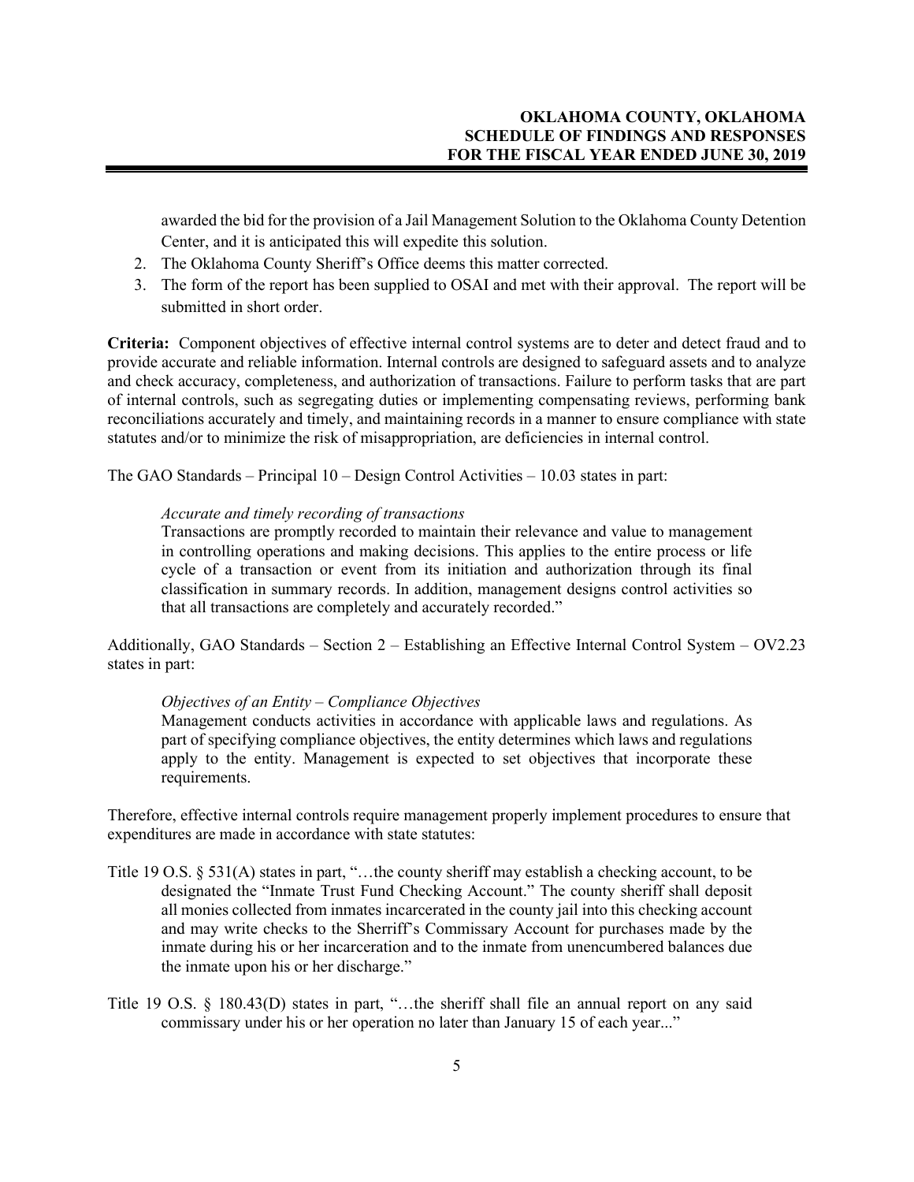awarded the bid for the provision of a Jail Management Solution to the Oklahoma County Detention Center, and it is anticipated this will expedite this solution.

2. The Oklahoma County Sheriff's Office deems this matter corrected.
3. The form of the report has been supplied to OSAI and met with their approval. The report will be submitted in short order.

**Criteria:** Component objectives of effective internal control systems are to deter and detect fraud and to provide accurate and reliable information. Internal controls are designed to safeguard assets and to analyze and check accuracy, completeness, and authorization of transactions. Failure to perform tasks that are part of internal controls, such as segregating duties or implementing compensating reviews, performing bank reconciliations accurately and timely, and maintaining records in a manner to ensure compliance with state statutes and/or to minimize the risk of misappropriation, are deficiencies in internal control.

The GAO Standards – Principal 10 – Design Control Activities – 10.03 states in part:

> *Accurate and timely recording of transactions*
> Transactions are promptly recorded to maintain their relevance and value to management in controlling operations and making decisions. This applies to the entire process or life cycle of a transaction or event from its initiation and authorization through its final classification in summary records. In addition, management designs control activities so that all transactions are completely and accurately recorded."

Additionally, GAO Standards – Section 2 – Establishing an Effective Internal Control System – OV2.23 states in part:

> *Objectives of an Entity – Compliance Objectives*
> Management conducts activities in accordance with applicable laws and regulations. As part of specifying compliance objectives, the entity determines which laws and regulations apply to the entity. Management is expected to set objectives that incorporate these requirements.

Therefore, effective internal controls require management properly implement procedures to ensure that expenditures are made in accordance with state statutes:

Title 19 O.S. § 531(A) states in part, "…the county sheriff may establish a checking account, to be designated the "Inmate Trust Fund Checking Account." The county sheriff shall deposit all monies collected from inmates incarcerated in the county jail into this checking account and may write checks to the Sherriff's Commissary Account for purchases made by the inmate during his or her incarceration and to the inmate from unencumbered balances due the inmate upon his or her discharge."

Title 19 O.S. § 180.43(D) states in part, "…the sheriff shall file an annual report on any said commissary under his or her operation no later than January 15 of each year..."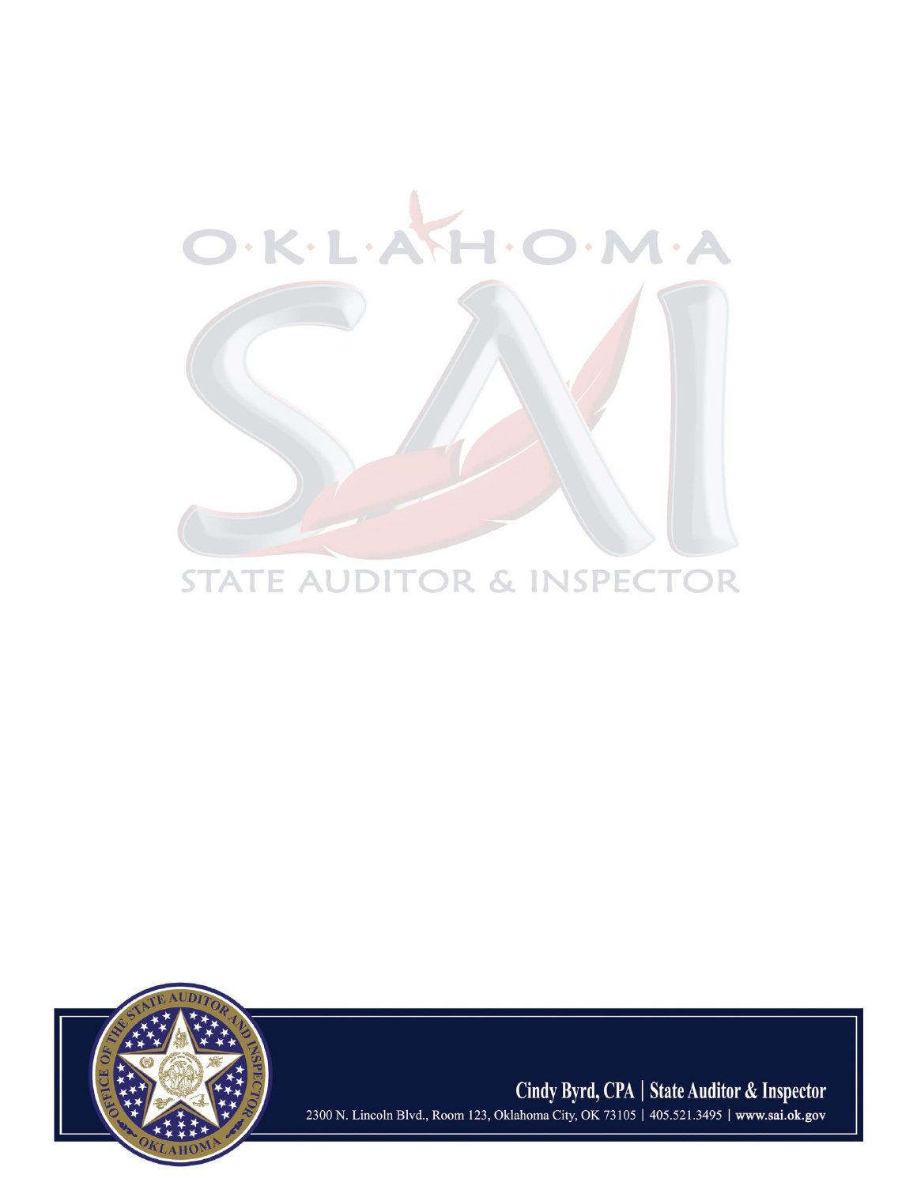OKLAHOMA

SAI

STATE AUDITOR & INSPECTOR

Cindy Byrd, CPA | State Auditor & Inspector

2300 N. Lincoln Blvd., Room 123, Oklahoma City, OK 73105 | 405.521.3495 | www.sai.ok.gov